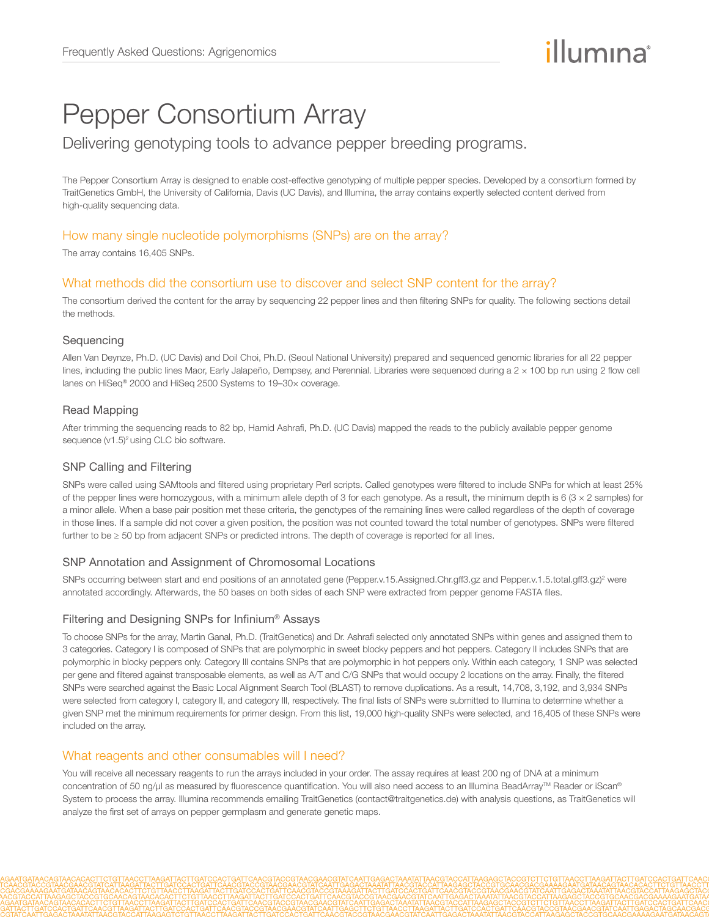# Pepper Consortium Array

Delivering genotyping tools to advance pepper breeding programs.

The Pepper Consortium Array is designed to enable cost-effective genotyping of multiple pepper species. Developed by a consortium formed by TraitGenetics GmbH, the University of California, Davis (UC Davis), and Illumina, the array contains expertly selected content derived from high-quality sequencing data.

## How many single nucleotide polymorphisms (SNPs) are on the array?

The array contains 16,405 SNPs.

## What methods did the consortium use to discover and select SNP content for the array?

The consortium derived the content for the array by sequencing 22 pepper lines and then filtering SNPs for quality. The following sections detail the methods.

### Sequencing

Allen Van Deynze, Ph.D. (UC Davis) and Doil Choi, Ph.D. (Seoul National University) prepared and sequenced genomic libraries for all 22 pepper lines, including the public lines Maor, Early Jalapeño, Dempsey, and Perennial. Libraries were sequenced during a 2 × 100 bp run using 2 flow cell lanes on HiSeq® 2000 and HiSeq 2500 Systems to 19–30× coverage.

### Read Mapping

After trimming the sequencing reads to 82 bp, Hamid Ashrafi, Ph.D. (UC Davis) mapped the reads to the publicly available pepper genome sequence (v1.5)[2] using CLC bio software.

### SNP Calling and Filtering

SNPs were called using SAMtools and filtered using proprietary Perl scripts. Called genotypes were filtered to include SNPs for which at least 25% of the pepper lines were homozygous, with a minimum allele depth of 3 for each genotype. As a result, the minimum depth is 6 (3 × 2 samples) for a minor allele. When a base pair position met these criteria, the genotypes of the remaining lines were called regardless of the depth of coverage in those lines. If a sample did not cover a given position, the position was not counted toward the total number of genotypes. SNPs were filtered further to be ≥ 50 bp from adjacent SNPs or predicted introns. The depth of coverage is reported for all lines.

### SNP Annotation and Assignment of Chromosomal Locations

SNPs occurring between start and end positions of an annotated gene (Pepper.v.15.Assigned.Chr.gff3.gz and Pepper.v.1.5.total.gff3.gz)[2] were annotated accordingly. Afterwards, the 50 bases on both sides of each SNP were extracted from pepper genome FASTA files.

### Filtering and Designing SNPs for Infinium® Assays

To choose SNPs for the array, Martin Ganal, Ph.D. (TraitGenetics) and Dr. Ashrafi selected only annotated SNPs within genes and assigned them to 3 categories. Category I is composed of SNPs that are polymorphic in sweet blocky peppers and hot peppers. Category II includes SNPs that are polymorphic in blocky peppers only. Category III contains SNPs that are polymorphic in hot peppers only. Within each category, 1 SNP was selected per gene and filtered against transposable elements, as well as A/T and C/G SNPs that would occupy 2 locations on the array. Finally, the filtered SNPs were searched against the Basic Local Alignment Search Tool (BLAST) to remove duplications. As a result, 14,708, 3,192, and 3,934 SNPs were selected from category I, category II, and category III, respectively. The final lists of SNPs were submitted to Illumina to determine whether a given SNP met the minimum requirements for primer design. From this list, 19,000 high-quality SNPs were selected, and 16,405 of these SNPs were included on the array.

## What reagents and other consumables will I need?

You will receive all necessary reagents to run the arrays included in your order. The assay requires at least 200 ng of DNA at a minimum concentration of 50 ng/µl as measured by fluorescence quantification. You will also need access to an Illumina BeadArray™ Reader or iScan® System to process the array. Illumina recommends emailing TraitGenetics (contact@traitgenetics.de) with analysis questions, as TraitGenetics will analyze the first set of arrays on pepper germplasm and generate genetic maps.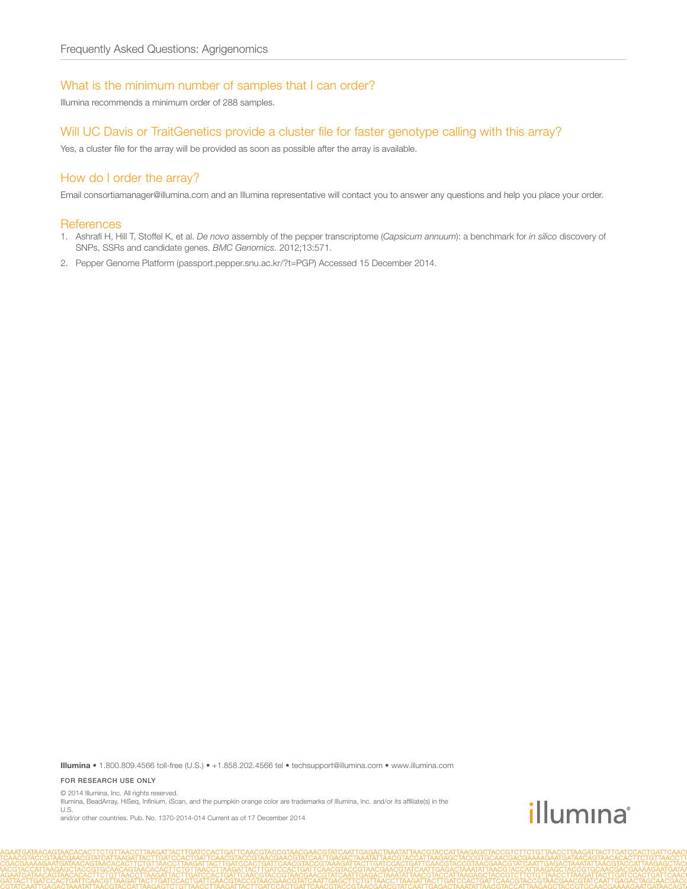## What is the minimum number of samples that I can order?

Illumina recommends a minimum order of 288 samples.

## Will UC Davis or TraitGenetics provide a cluster file for faster genotype calling with this array?

Yes, a cluster file for the array will be provided as soon as possible after the array is available.

## How do I order the array?

Email consortiamanager@illumina.com and an Illumina representative will contact you to answer any questions and help you place your order.

## References

1. Ashrafi H, Hill T, Stoffel K, et al. *De novo* assembly of the pepper transcriptome (*Capsicum annuum*): a benchmark for *in silico* discovery of SNPs, SSRs and candidate genes. *BMC Genomics*. 2012;13:571.
2. Pepper Genome Platform (passport.pepper.snu.ac.kr/?t=PGP) Accessed 15 December 2014.

**Illumina** • 1.800.809.4566 toll-free (U.S.) • +1.858.202.4566 tel • techsupport@illumina.com • www.illumina.com

FOR RESEARCH USE ONLY

© 2014 Illumina, Inc. All rights reserved.
Illumina, BeadArray, HiSeq, Infinium, iScan, and the pumpkin orange color are trademarks of Illumina, Inc. and/or its affiliate(s) in the U.S.
and/or other countries. Pub. No. 1370-2014-014 Current as of 17 December 2014